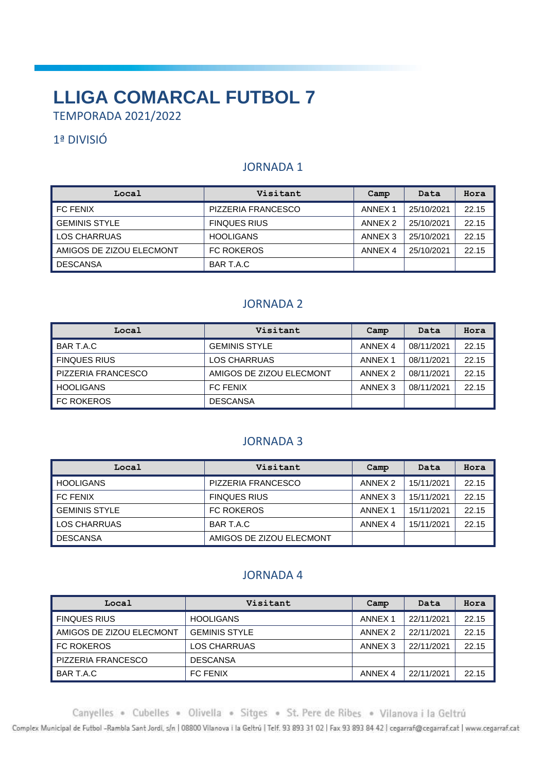# LLIGA COMARCAL FUTBOL 7

TEMPORADA 2021/2022

## 1ª DIVISIÓ

### JORNADA 1

| Local | Visitant | Camp | Data | Hora |
|---|---|---|---|---|
| FC FENIX | PIZZERIA FRANCESCO | ANNEX 1 | 25/10/2021 | 22.15 |
| GEMINIS STYLE | FINQUES RIUS | ANNEX 2 | 25/10/2021 | 22.15 |
| LOS CHARRUAS | HOOLIGANS | ANNEX 3 | 25/10/2021 | 22.15 |
| AMIGOS DE ZIZOU ELECMONT | FC ROKEROS | ANNEX 4 | 25/10/2021 | 22.15 |
| DESCANSA | BAR T.A.C | | | |

### JORNADA 2

| Local | Visitant | Camp | Data | Hora |
|---|---|---|---|---|
| BAR T.A.C | GEMINIS STYLE | ANNEX 4 | 08/11/2021 | 22.15 |
| FINQUES RIUS | LOS CHARRUAS | ANNEX 1 | 08/11/2021 | 22.15 |
| PIZZERIA FRANCESCO | AMIGOS DE ZIZOU ELECMONT | ANNEX 2 | 08/11/2021 | 22.15 |
| HOOLIGANS | FC FENIX | ANNEX 3 | 08/11/2021 | 22.15 |
| FC ROKEROS | DESCANSA | | | |

### JORNADA 3

| Local | Visitant | Camp | Data | Hora |
|---|---|---|---|---|
| HOOLIGANS | PIZZERIA FRANCESCO | ANNEX 2 | 15/11/2021 | 22.15 |
| FC FENIX | FINQUES RIUS | ANNEX 3 | 15/11/2021 | 22.15 |
| GEMINIS STYLE | FC ROKEROS | ANNEX 1 | 15/11/2021 | 22.15 |
| LOS CHARRUAS | BAR T.A.C | ANNEX 4 | 15/11/2021 | 22.15 |
| DESCANSA | AMIGOS DE ZIZOU ELECMONT | | | |

### JORNADA 4

| Local | Visitant | Camp | Data | Hora |
|---|---|---|---|---|
| FINQUES RIUS | HOOLIGANS | ANNEX 1 | 22/11/2021 | 22.15 |
| AMIGOS DE ZIZOU ELECMONT | GEMINIS STYLE | ANNEX 2 | 22/11/2021 | 22.15 |
| FC ROKEROS | LOS CHARRUAS | ANNEX 3 | 22/11/2021 | 22.15 |
| PIZZERIA FRANCESCO | DESCANSA | | | |
| BAR T.A.C | FC FENIX | ANNEX 4 | 22/11/2021 | 22.15 |

Canyelles • Cubelles • Olivella • Sitges • St. Pere de Ribes • Vilanova i la Geltrú

Complex Municipal de Futbol -Rambla Sant Jordi, s/n | 08800 Vilanova i la Geltrú | Telf. 93 893 31 02 | Fax 93 893 84 42 | cegarraf@cegarraf.cat | www.cegarraf.cat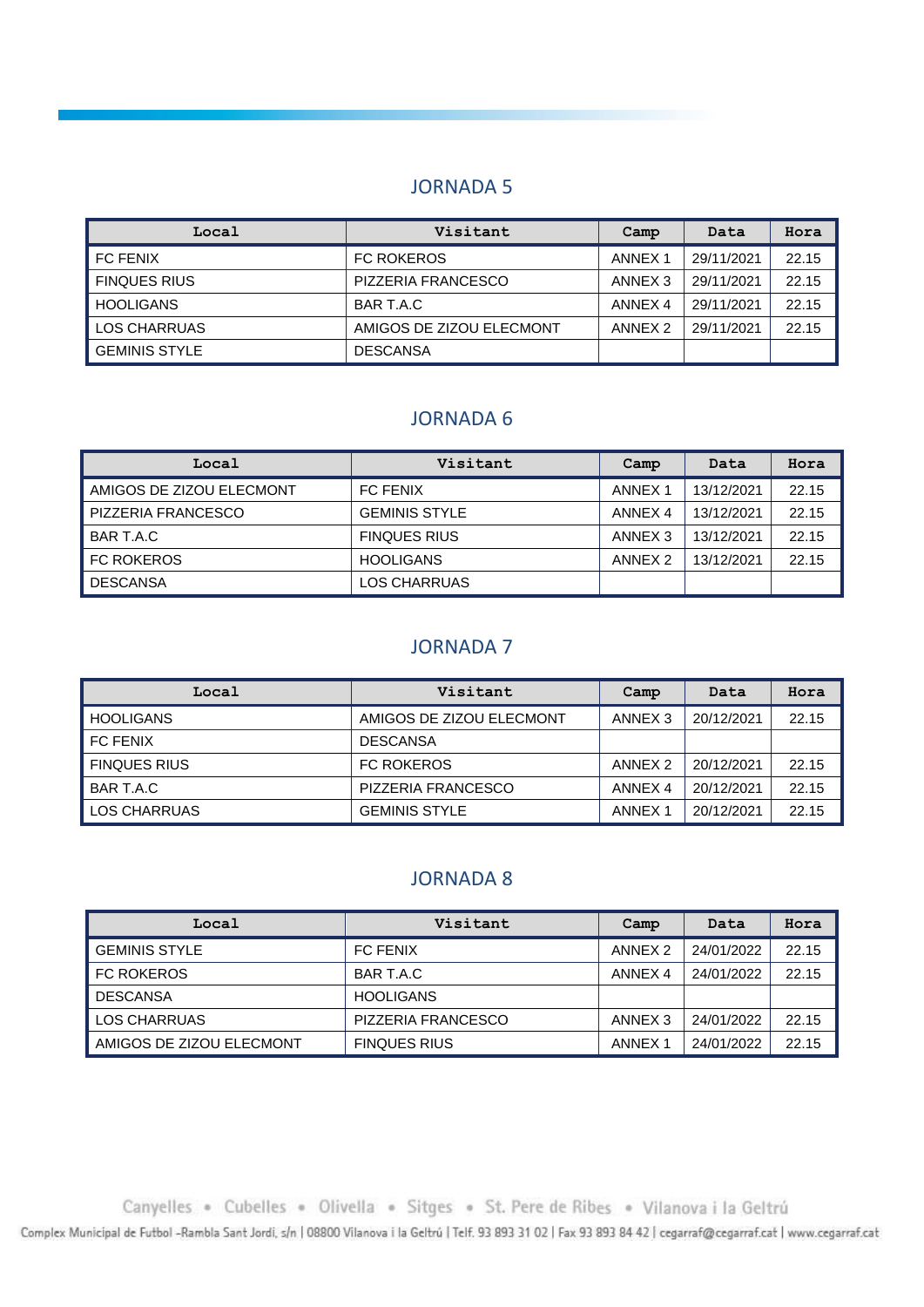## JORNADA 5

| Local | Visitant | Camp | Data | Hora |
|---|---|---|---|---|
| FC FENIX | FC ROKEROS | ANNEX 1 | 29/11/2021 | 22.15 |
| FINQUES RIUS | PIZZERIA FRANCESCO | ANNEX 3 | 29/11/2021 | 22.15 |
| HOOLIGANS | BAR T.A.C | ANNEX 4 | 29/11/2021 | 22.15 |
| LOS CHARRUAS | AMIGOS DE ZIZOU ELECMONT | ANNEX 2 | 29/11/2021 | 22.15 |
| GEMINIS STYLE | DESCANSA | | | |

## JORNADA 6

| Local | Visitant | Camp | Data | Hora |
|---|---|---|---|---|
| AMIGOS DE ZIZOU ELECMONT | FC FENIX | ANNEX 1 | 13/12/2021 | 22.15 |
| PIZZERIA FRANCESCO | GEMINIS STYLE | ANNEX 4 | 13/12/2021 | 22.15 |
| BAR T.A.C | FINQUES RIUS | ANNEX 3 | 13/12/2021 | 22.15 |
| FC ROKEROS | HOOLIGANS | ANNEX 2 | 13/12/2021 | 22.15 |
| DESCANSA | LOS CHARRUAS | | | |

## JORNADA 7

| Local | Visitant | Camp | Data | Hora |
|---|---|---|---|---|
| HOOLIGANS | AMIGOS DE ZIZOU ELECMONT | ANNEX 3 | 20/12/2021 | 22.15 |
| FC FENIX | DESCANSA | | | |
| FINQUES RIUS | FC ROKEROS | ANNEX 2 | 20/12/2021 | 22.15 |
| BAR T.A.C | PIZZERIA FRANCESCO | ANNEX 4 | 20/12/2021 | 22.15 |
| LOS CHARRUAS | GEMINIS STYLE | ANNEX 1 | 20/12/2021 | 22.15 |

## JORNADA 8

| Local | Visitant | Camp | Data | Hora |
|---|---|---|---|---|
| GEMINIS STYLE | FC FENIX | ANNEX 2 | 24/01/2022 | 22.15 |
| FC ROKEROS | BAR T.A.C | ANNEX 4 | 24/01/2022 | 22.15 |
| DESCANSA | HOOLIGANS | | | |
| LOS CHARRUAS | PIZZERIA FRANCESCO | ANNEX 3 | 24/01/2022 | 22.15 |
| AMIGOS DE ZIZOU ELECMONT | FINQUES RIUS | ANNEX 1 | 24/01/2022 | 22.15 |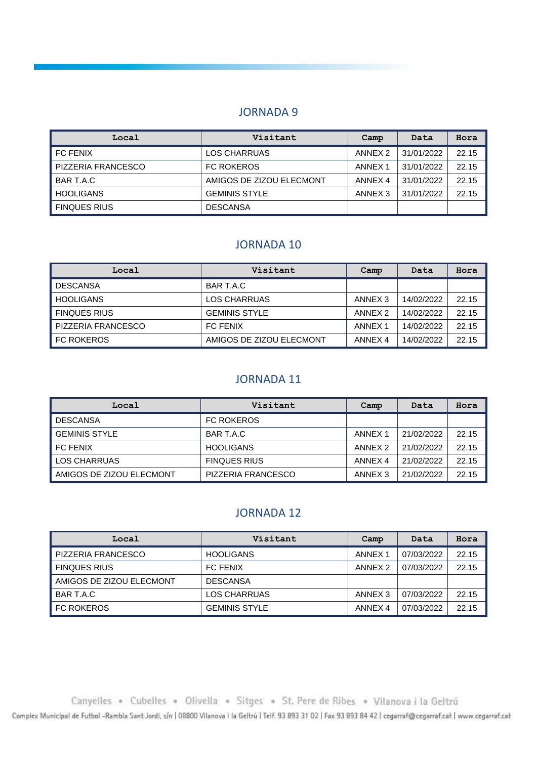## JORNADA 9

| Local | Visitant | Camp | Data | Hora |
|---|---|---|---|---|
| FC FENIX | LOS CHARRUAS | ANNEX 2 | 31/01/2022 | 22.15 |
| PIZZERIA FRANCESCO | FC ROKEROS | ANNEX 1 | 31/01/2022 | 22.15 |
| BAR T.A.C | AMIGOS DE ZIZOU ELECMONT | ANNEX 4 | 31/01/2022 | 22.15 |
| HOOLIGANS | GEMINIS STYLE | ANNEX 3 | 31/01/2022 | 22.15 |
| FINQUES RIUS | DESCANSA | | | |

## JORNADA 10

| Local | Visitant | Camp | Data | Hora |
|---|---|---|---|---|
| DESCANSA | BAR T.A.C | | | |
| HOOLIGANS | LOS CHARRUAS | ANNEX 3 | 14/02/2022 | 22.15 |
| FINQUES RIUS | GEMINIS STYLE | ANNEX 2 | 14/02/2022 | 22.15 |
| PIZZERIA FRANCESCO | FC FENIX | ANNEX 1 | 14/02/2022 | 22.15 |
| FC ROKEROS | AMIGOS DE ZIZOU ELECMONT | ANNEX 4 | 14/02/2022 | 22.15 |

## JORNADA 11

| Local | Visitant | Camp | Data | Hora |
|---|---|---|---|---|
| DESCANSA | FC ROKEROS | | | |
| GEMINIS STYLE | BAR T.A.C | ANNEX 1 | 21/02/2022 | 22.15 |
| FC FENIX | HOOLIGANS | ANNEX 2 | 21/02/2022 | 22.15 |
| LOS CHARRUAS | FINQUES RIUS | ANNEX 4 | 21/02/2022 | 22.15 |
| AMIGOS DE ZIZOU ELECMONT | PIZZERIA FRANCESCO | ANNEX 3 | 21/02/2022 | 22.15 |

## JORNADA 12

| Local | Visitant | Camp | Data | Hora |
|---|---|---|---|---|
| PIZZERIA FRANCESCO | HOOLIGANS | ANNEX 1 | 07/03/2022 | 22.15 |
| FINQUES RIUS | FC FENIX | ANNEX 2 | 07/03/2022 | 22.15 |
| AMIGOS DE ZIZOU ELECMONT | DESCANSA | | | |
| BAR T.A.C | LOS CHARRUAS | ANNEX 3 | 07/03/2022 | 22.15 |
| FC ROKEROS | GEMINIS STYLE | ANNEX 4 | 07/03/2022 | 22.15 |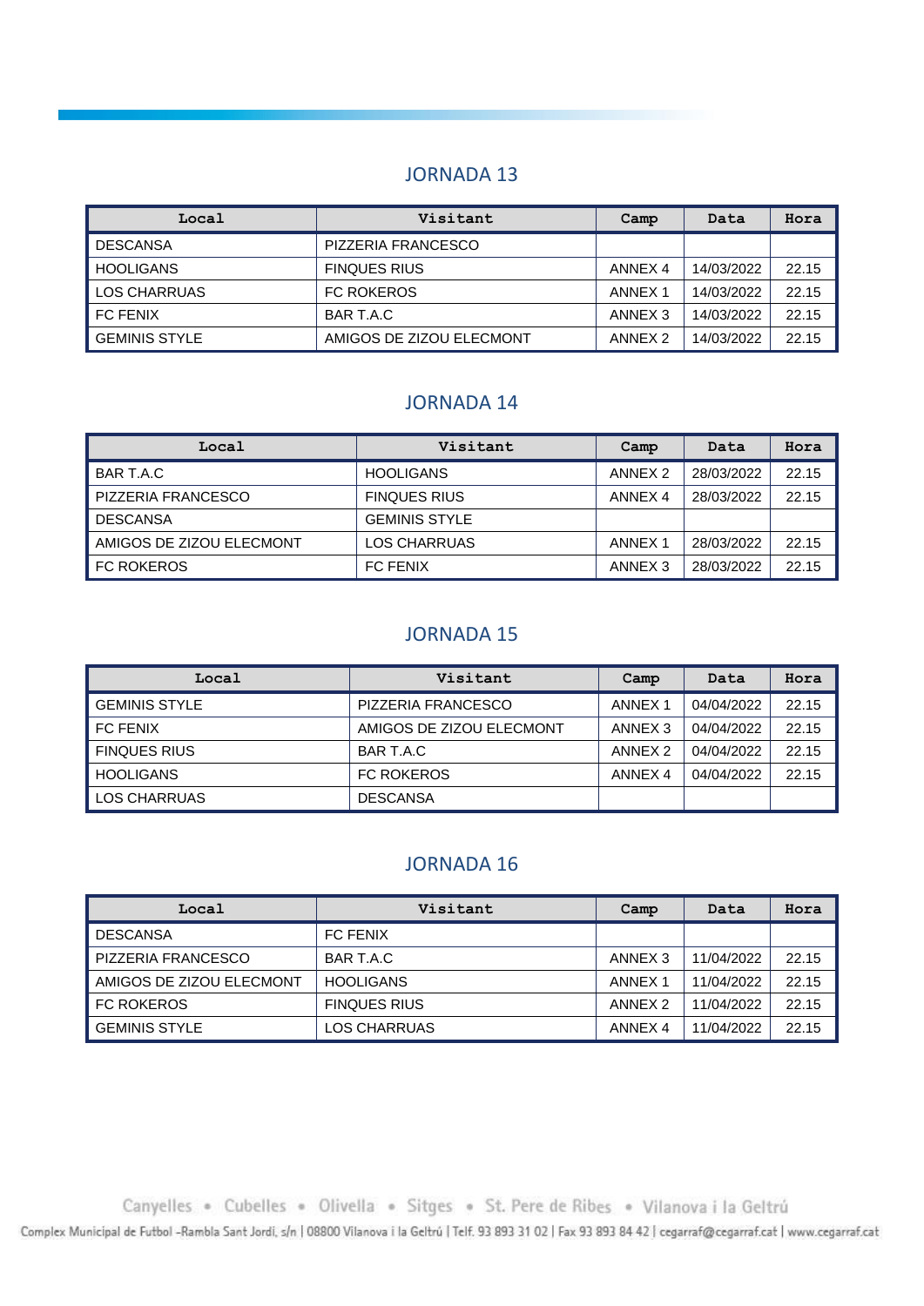## JORNADA 13

| Local | Visitant | Camp | Data | Hora |
| --- | --- | --- | --- | --- |
| DESCANSA | PIZZERIA FRANCESCO | | | |
| HOOLIGANS | FINQUES RIUS | ANNEX 4 | 14/03/2022 | 22.15 |
| LOS CHARRUAS | FC ROKEROS | ANNEX 1 | 14/03/2022 | 22.15 |
| FC FENIX | BAR T.A.C | ANNEX 3 | 14/03/2022 | 22.15 |
| GEMINIS STYLE | AMIGOS DE ZIZOU ELECMONT | ANNEX 2 | 14/03/2022 | 22.15 |

## JORNADA 14

| Local | Visitant | Camp | Data | Hora |
| --- | --- | --- | --- | --- |
| BAR T.A.C | HOOLIGANS | ANNEX 2 | 28/03/2022 | 22.15 |
| PIZZERIA FRANCESCO | FINQUES RIUS | ANNEX 4 | 28/03/2022 | 22.15 |
| DESCANSA | GEMINIS STYLE | | | |
| AMIGOS DE ZIZOU ELECMONT | LOS CHARRUAS | ANNEX 1 | 28/03/2022 | 22.15 |
| FC ROKEROS | FC FENIX | ANNEX 3 | 28/03/2022 | 22.15 |

## JORNADA 15

| Local | Visitant | Camp | Data | Hora |
| --- | --- | --- | --- | --- |
| GEMINIS STYLE | PIZZERIA FRANCESCO | ANNEX 1 | 04/04/2022 | 22.15 |
| FC FENIX | AMIGOS DE ZIZOU ELECMONT | ANNEX 3 | 04/04/2022 | 22.15 |
| FINQUES RIUS | BAR T.A.C | ANNEX 2 | 04/04/2022 | 22.15 |
| HOOLIGANS | FC ROKEROS | ANNEX 4 | 04/04/2022 | 22.15 |
| LOS CHARRUAS | DESCANSA | | | |

## JORNADA 16

| Local | Visitant | Camp | Data | Hora |
| --- | --- | --- | --- | --- |
| DESCANSA | FC FENIX | | | |
| PIZZERIA FRANCESCO | BAR T.A.C | ANNEX 3 | 11/04/2022 | 22.15 |
| AMIGOS DE ZIZOU ELECMONT | HOOLIGANS | ANNEX 1 | 11/04/2022 | 22.15 |
| FC ROKEROS | FINQUES RIUS | ANNEX 2 | 11/04/2022 | 22.15 |
| GEMINIS STYLE | LOS CHARRUAS | ANNEX 4 | 11/04/2022 | 22.15 |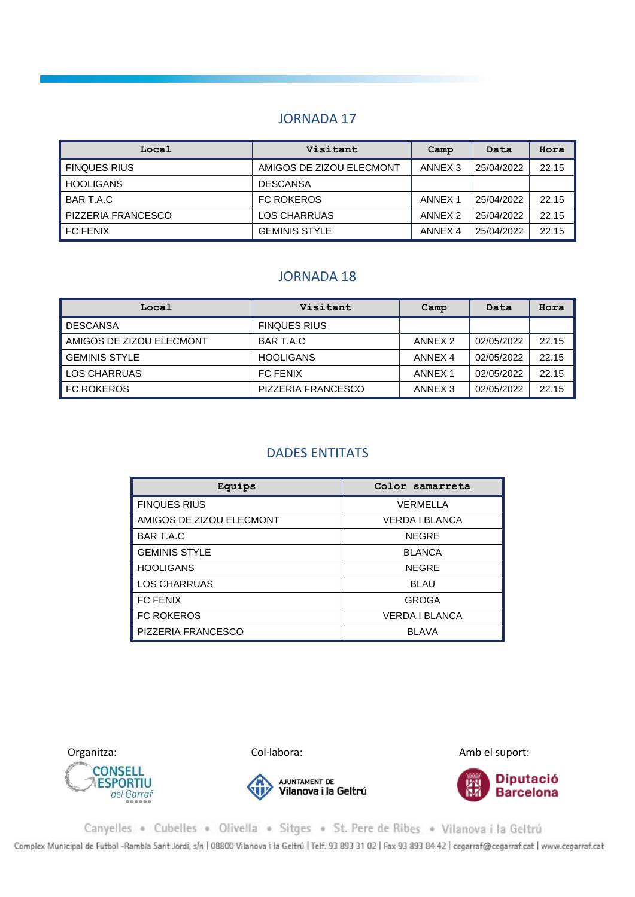## JORNADA 17

| Local | Visitant | Camp | Data | Hora |
|---|---|---|---|---|
| FINQUES RIUS | AMIGOS DE ZIZOU ELECMONT | ANNEX 3 | 25/04/2022 | 22.15 |
| HOOLIGANS | DESCANSA | | | |
| BAR T.A.C | FC ROKEROS | ANNEX 1 | 25/04/2022 | 22.15 |
| PIZZERIA FRANCESCO | LOS CHARRUAS | ANNEX 2 | 25/04/2022 | 22.15 |
| FC FENIX | GEMINIS STYLE | ANNEX 4 | 25/04/2022 | 22.15 |

## JORNADA 18

| Local | Visitant | Camp | Data | Hora |
|---|---|---|---|---|
| DESCANSA | FINQUES RIUS | | | |
| AMIGOS DE ZIZOU ELECMONT | BAR T.A.C | ANNEX 2 | 02/05/2022 | 22.15 |
| GEMINIS STYLE | HOOLIGANS | ANNEX 4 | 02/05/2022 | 22.15 |
| LOS CHARRUAS | FC FENIX | ANNEX 1 | 02/05/2022 | 22.15 |
| FC ROKEROS | PIZZERIA FRANCESCO | ANNEX 3 | 02/05/2022 | 22.15 |

## DADES ENTITATS

| Equips | Color samarreta |
|---|---|
| FINQUES RIUS | VERMELLA |
| AMIGOS DE ZIZOU ELECMONT | VERDA I BLANCA |
| BAR T.A.C | NEGRE |
| GEMINIS STYLE | BLANCA |
| HOOLIGANS | NEGRE |
| LOS CHARRUAS | BLAU |
| FC FENIX | GROGA |
| FC ROKEROS | VERDA I BLANCA |
| PIZZERIA FRANCESCO | BLAVA |

Organitza: Consell Esportiu del Garraf

Col·labora: Ajuntament de Vilanova i la Geltrú

Amb el suport: Diputació Barcelona

Canyelles • Cubelles • Olivella • Sitges • St. Pere de Ribes • Vilanova i la Geltrú

Complex Municipal de Futbol -Rambla Sant Jordi, s/n | 08800 Vilanova i la Geltrú | Telf. 93 893 31 02 | Fax 93 893 84 42 | cegarraf@cegarraf.cat | www.cegarraf.cat